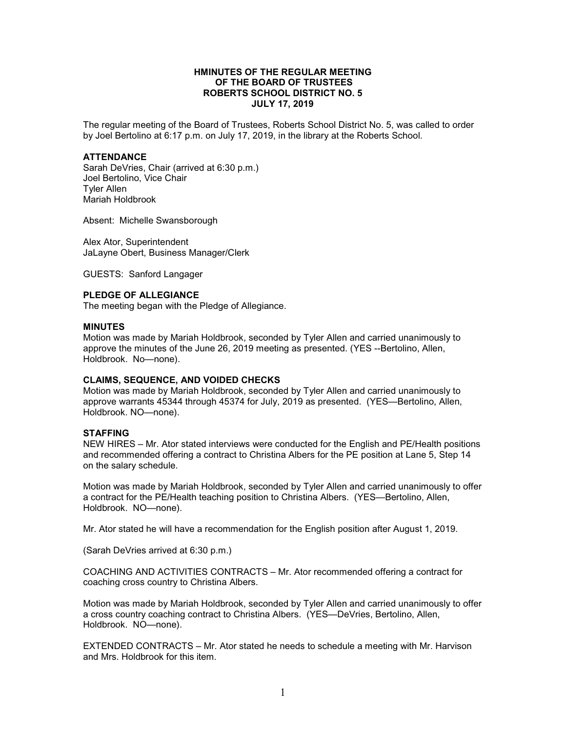**HMINUTES OF THE REGULAR MEETING
OF THE BOARD OF TRUSTEES
ROBERTS SCHOOL DISTRICT NO. 5
JULY 17, 2019**

The regular meeting of the Board of Trustees, Roberts School District No. 5, was called to order by Joel Bertolino at 6:17 p.m. on July 17, 2019, in the library at the Roberts School.

**ATTENDANCE**
Sarah DeVries, Chair (arrived at 6:30 p.m.)
Joel Bertolino, Vice Chair
Tyler Allen
Mariah Holdbrook

Absent: Michelle Swansborough

Alex Ator, Superintendent
JaLayne Obert, Business Manager/Clerk

GUESTS: Sanford Langager

**PLEDGE OF ALLEGIANCE**
The meeting began with the Pledge of Allegiance.

**MINUTES**
Motion was made by Mariah Holdbrook, seconded by Tyler Allen and carried unanimously to approve the minutes of the June 26, 2019 meeting as presented. (YES --Bertolino, Allen, Holdbrook. No—none).

**CLAIMS, SEQUENCE, AND VOIDED CHECKS**
Motion was made by Mariah Holdbrook, seconded by Tyler Allen and carried unanimously to approve warrants 45344 through 45374 for July, 2019 as presented. (YES—Bertolino, Allen, Holdbrook. NO—none).

**STAFFING**
NEW HIRES – Mr. Ator stated interviews were conducted for the English and PE/Health positions and recommended offering a contract to Christina Albers for the PE position at Lane 5, Step 14 on the salary schedule.

Motion was made by Mariah Holdbrook, seconded by Tyler Allen and carried unanimously to offer a contract for the PE/Health teaching position to Christina Albers. (YES—Bertolino, Allen, Holdbrook. NO—none).

Mr. Ator stated he will have a recommendation for the English position after August 1, 2019.

(Sarah DeVries arrived at 6:30 p.m.)

COACHING AND ACTIVITIES CONTRACTS – Mr. Ator recommended offering a contract for coaching cross country to Christina Albers.

Motion was made by Mariah Holdbrook, seconded by Tyler Allen and carried unanimously to offer a cross country coaching contract to Christina Albers. (YES—DeVries, Bertolino, Allen, Holdbrook. NO—none).

EXTENDED CONTRACTS – Mr. Ator stated he needs to schedule a meeting with Mr. Harvison and Mrs. Holdbrook for this item.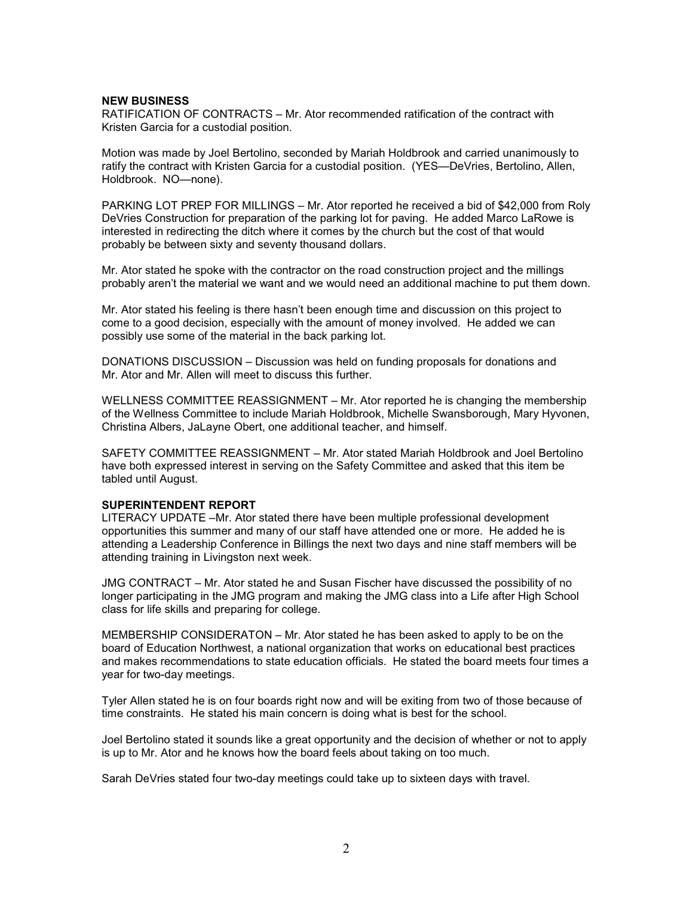**NEW BUSINESS**

RATIFICATION OF CONTRACTS – Mr. Ator recommended ratification of the contract with Kristen Garcia for a custodial position.

Motion was made by Joel Bertolino, seconded by Mariah Holdbrook and carried unanimously to ratify the contract with Kristen Garcia for a custodial position. (YES—DeVries, Bertolino, Allen, Holdbrook. NO—none).

PARKING LOT PREP FOR MILLINGS – Mr. Ator reported he received a bid of $42,000 from Roly DeVries Construction for preparation of the parking lot for paving. He added Marco LaRowe is interested in redirecting the ditch where it comes by the church but the cost of that would probably be between sixty and seventy thousand dollars.

Mr. Ator stated he spoke with the contractor on the road construction project and the millings probably aren't the material we want and we would need an additional machine to put them down.

Mr. Ator stated his feeling is there hasn't been enough time and discussion on this project to come to a good decision, especially with the amount of money involved. He added we can possibly use some of the material in the back parking lot.

DONATIONS DISCUSSION – Discussion was held on funding proposals for donations and Mr. Ator and Mr. Allen will meet to discuss this further.

WELLNESS COMMITTEE REASSIGNMENT – Mr. Ator reported he is changing the membership of the Wellness Committee to include Mariah Holdbrook, Michelle Swansborough, Mary Hyvonen, Christina Albers, JaLayne Obert, one additional teacher, and himself.

SAFETY COMMITTEE REASSIGNMENT – Mr. Ator stated Mariah Holdbrook and Joel Bertolino have both expressed interest in serving on the Safety Committee and asked that this item be tabled until August.

**SUPERINTENDENT REPORT**

LITERACY UPDATE –Mr. Ator stated there have been multiple professional development opportunities this summer and many of our staff have attended one or more. He added he is attending a Leadership Conference in Billings the next two days and nine staff members will be attending training in Livingston next week.

JMG CONTRACT – Mr. Ator stated he and Susan Fischer have discussed the possibility of no longer participating in the JMG program and making the JMG class into a Life after High School class for life skills and preparing for college.

MEMBERSHIP CONSIDERATON – Mr. Ator stated he has been asked to apply to be on the board of Education Northwest, a national organization that works on educational best practices and makes recommendations to state education officials. He stated the board meets four times a year for two-day meetings.

Tyler Allen stated he is on four boards right now and will be exiting from two of those because of time constraints. He stated his main concern is doing what is best for the school.

Joel Bertolino stated it sounds like a great opportunity and the decision of whether or not to apply is up to Mr. Ator and he knows how the board feels about taking on too much.

Sarah DeVries stated four two-day meetings could take up to sixteen days with travel.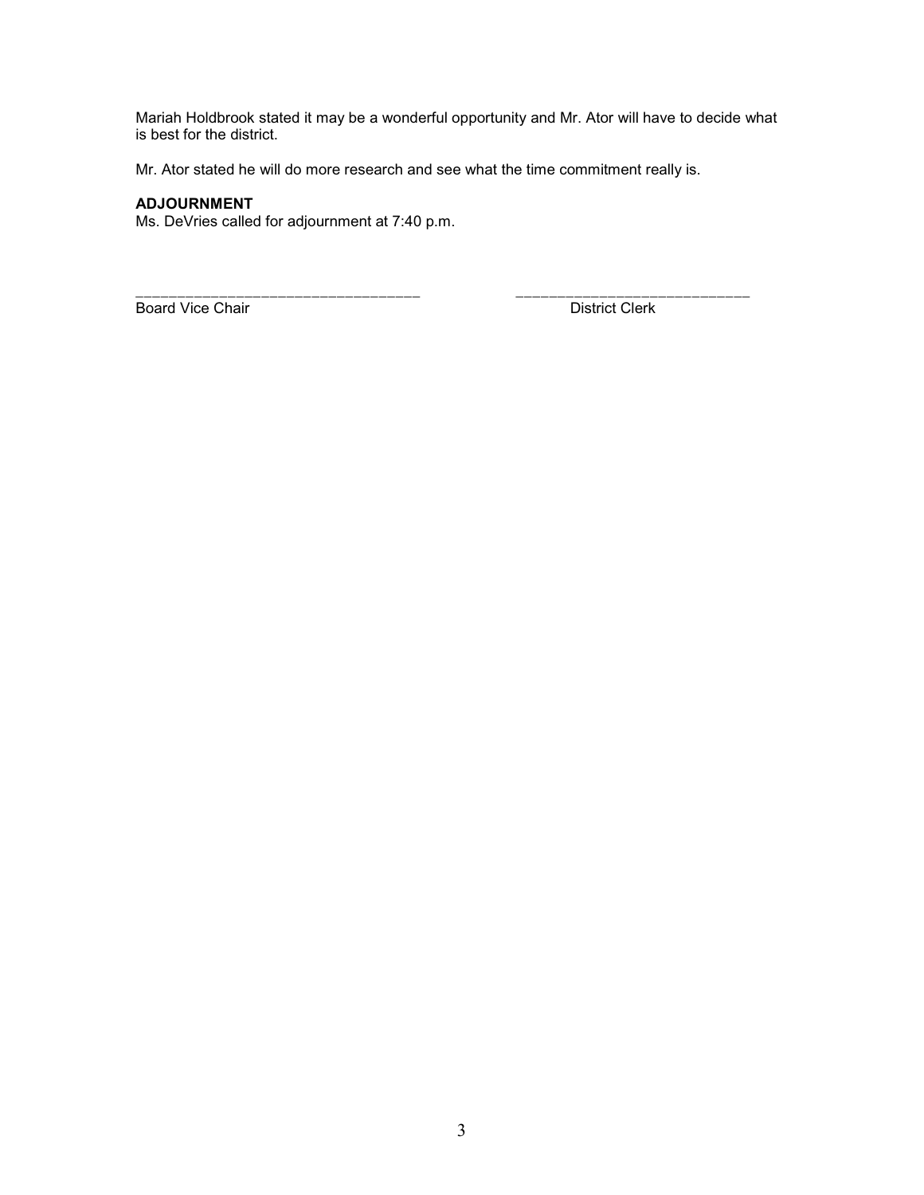Mariah Holdbrook stated it may be a wonderful opportunity and Mr. Ator will have to decide what is best for the district.

Mr. Ator stated he will do more research and see what the time commitment really is.

**ADJOURNMENT**
Ms. DeVries called for adjournment at 7:40 p.m.

\_\_\_\_\_\_\_\_\_\_\_\_\_\_\_\_\_\_\_\_\_\_\_\_\_\_\_\_\_\_\_\_\_\_ \_\_\_\_\_\_\_\_\_\_\_\_\_\_\_\_\_\_\_\_\_\_\_\_\_\_\_\_
Board Vice Chair District Clerk